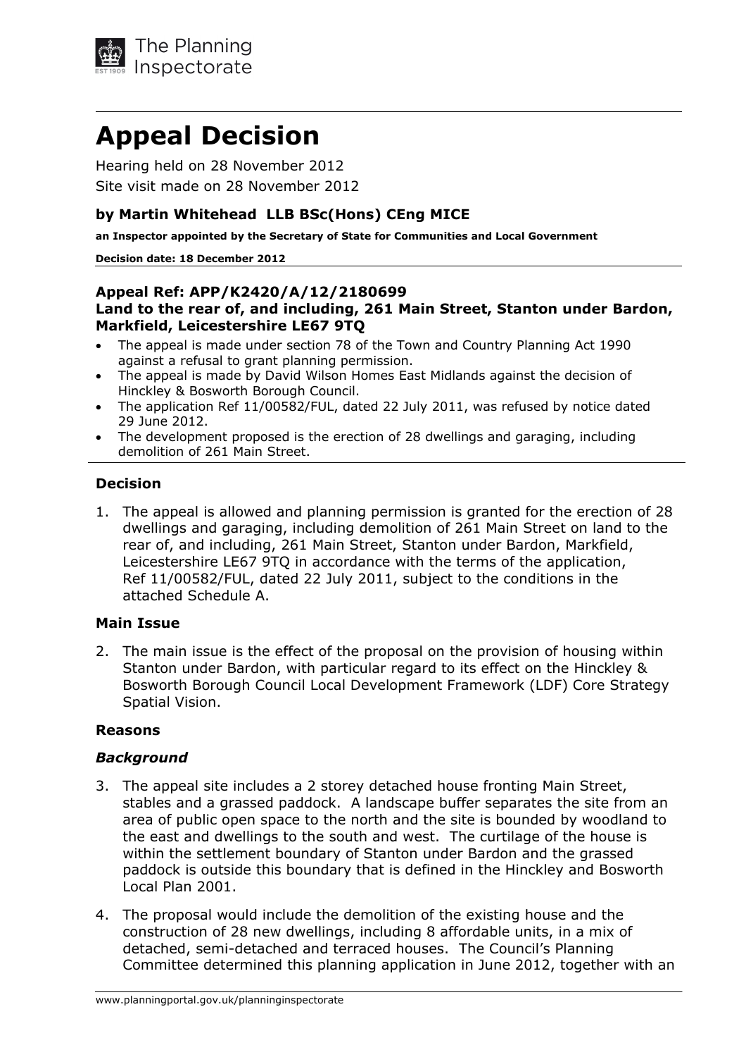The Planning Inspectorate

# Appeal Decision

Hearing held on 28 November 2012

Site visit made on 28 November 2012

### by Martin Whitehead LLB BSc(Hons) CEng MICE

**an Inspector appointed by the Secretary of State for Communities and Local Government**

**Decision date: 18 December 2012**

### Appeal Ref: APP/K2420/A/12/2180699
### Land to the rear of, and including, 261 Main Street, Stanton under Bardon, Markfield, Leicestershire LE67 9TQ

- The appeal is made under section 78 of the Town and Country Planning Act 1990 against a refusal to grant planning permission.
- The appeal is made by David Wilson Homes East Midlands against the decision of Hinckley & Bosworth Borough Council.
- The application Ref 11/00582/FUL, dated 22 July 2011, was refused by notice dated 29 June 2012.
- The development proposed is the erection of 28 dwellings and garaging, including demolition of 261 Main Street.

## Decision

1. The appeal is allowed and planning permission is granted for the erection of 28 dwellings and garaging, including demolition of 261 Main Street on land to the rear of, and including, 261 Main Street, Stanton under Bardon, Markfield, Leicestershire LE67 9TQ in accordance with the terms of the application, Ref 11/00582/FUL, dated 22 July 2011, subject to the conditions in the attached Schedule A.

## Main Issue

2. The main issue is the effect of the proposal on the provision of housing within Stanton under Bardon, with particular regard to its effect on the Hinckley & Bosworth Borough Council Local Development Framework (LDF) Core Strategy Spatial Vision.

## Reasons

### *Background*

3. The appeal site includes a 2 storey detached house fronting Main Street, stables and a grassed paddock. A landscape buffer separates the site from an area of public open space to the north and the site is bounded by woodland to the east and dwellings to the south and west. The curtilage of the house is within the settlement boundary of Stanton under Bardon and the grassed paddock is outside this boundary that is defined in the Hinckley and Bosworth Local Plan 2001.

4. The proposal would include the demolition of the existing house and the construction of 28 new dwellings, including 8 affordable units, in a mix of detached, semi-detached and terraced houses. The Council's Planning Committee determined this planning application in June 2012, together with an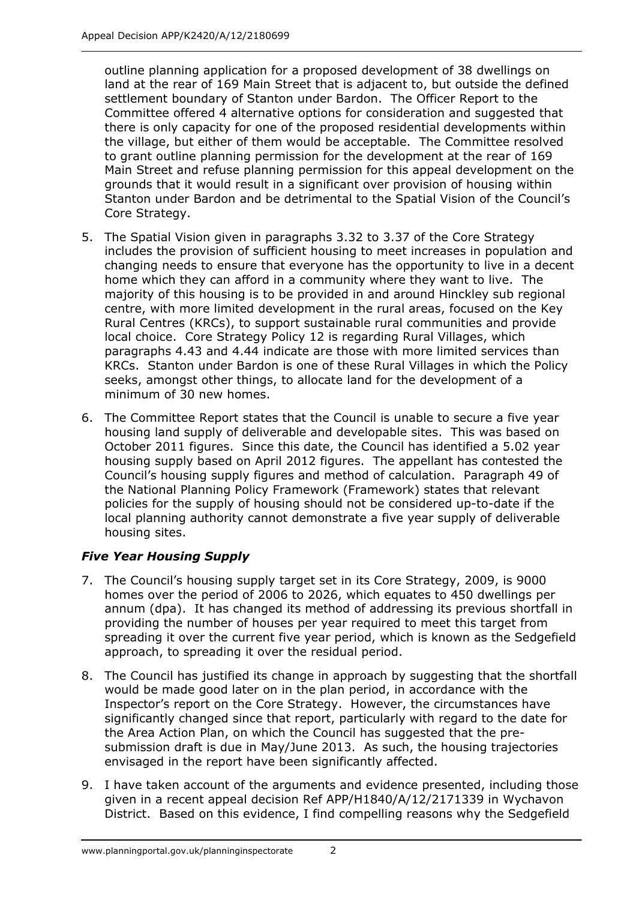outline planning application for a proposed development of 38 dwellings on land at the rear of 169 Main Street that is adjacent to, but outside the defined settlement boundary of Stanton under Bardon. The Officer Report to the Committee offered 4 alternative options for consideration and suggested that there is only capacity for one of the proposed residential developments within the village, but either of them would be acceptable. The Committee resolved to grant outline planning permission for the development at the rear of 169 Main Street and refuse planning permission for this appeal development on the grounds that it would result in a significant over provision of housing within Stanton under Bardon and be detrimental to the Spatial Vision of the Council's Core Strategy.

5. The Spatial Vision given in paragraphs 3.32 to 3.37 of the Core Strategy includes the provision of sufficient housing to meet increases in population and changing needs to ensure that everyone has the opportunity to live in a decent home which they can afford in a community where they want to live. The majority of this housing is to be provided in and around Hinckley sub regional centre, with more limited development in the rural areas, focused on the Key Rural Centres (KRCs), to support sustainable rural communities and provide local choice. Core Strategy Policy 12 is regarding Rural Villages, which paragraphs 4.43 and 4.44 indicate are those with more limited services than KRCs. Stanton under Bardon is one of these Rural Villages in which the Policy seeks, amongst other things, to allocate land for the development of a minimum of 30 new homes.

6. The Committee Report states that the Council is unable to secure a five year housing land supply of deliverable and developable sites. This was based on October 2011 figures. Since this date, the Council has identified a 5.02 year housing supply based on April 2012 figures. The appellant has contested the Council's housing supply figures and method of calculation. Paragraph 49 of the National Planning Policy Framework (Framework) states that relevant policies for the supply of housing should not be considered up-to-date if the local planning authority cannot demonstrate a five year supply of deliverable housing sites.

### *Five Year Housing Supply*

7. The Council's housing supply target set in its Core Strategy, 2009, is 9000 homes over the period of 2006 to 2026, which equates to 450 dwellings per annum (dpa). It has changed its method of addressing its previous shortfall in providing the number of houses per year required to meet this target from spreading it over the current five year period, which is known as the Sedgefield approach, to spreading it over the residual period.

8. The Council has justified its change in approach by suggesting that the shortfall would be made good later on in the plan period, in accordance with the Inspector's report on the Core Strategy. However, the circumstances have significantly changed since that report, particularly with regard to the date for the Area Action Plan, on which the Council has suggested that the pre-submission draft is due in May/June 2013. As such, the housing trajectories envisaged in the report have been significantly affected.

9. I have taken account of the arguments and evidence presented, including those given in a recent appeal decision Ref APP/H1840/A/12/2171339 in Wychavon District. Based on this evidence, I find compelling reasons why the Sedgefield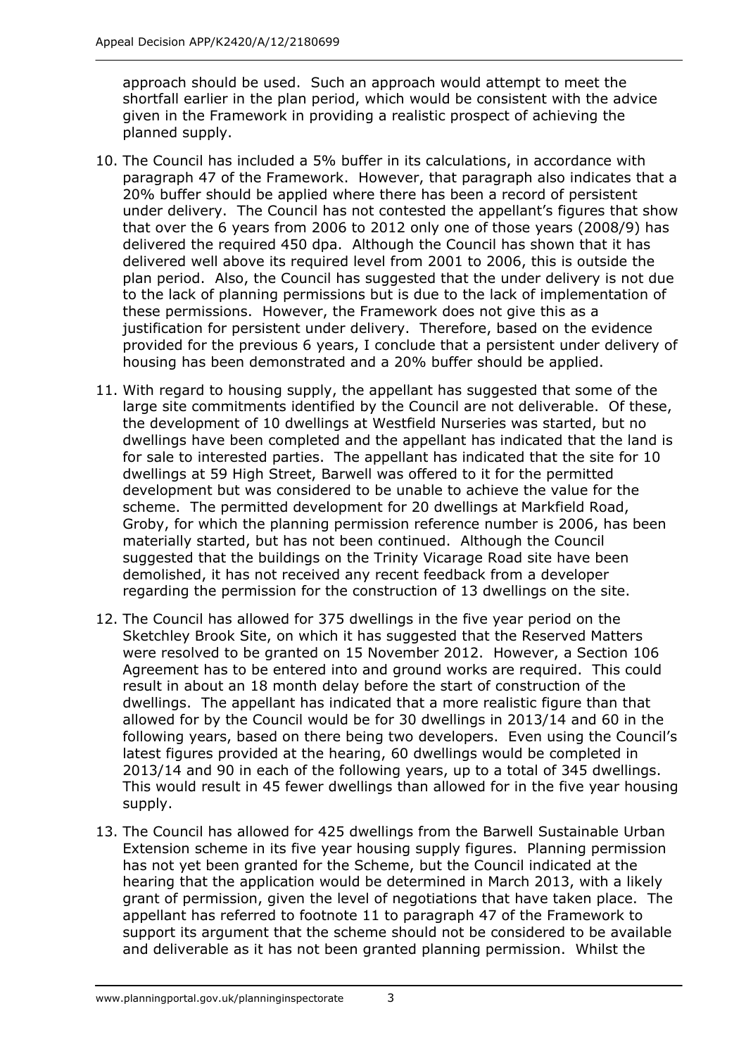approach should be used. Such an approach would attempt to meet the shortfall earlier in the plan period, which would be consistent with the advice given in the Framework in providing a realistic prospect of achieving the planned supply.

10. The Council has included a 5% buffer in its calculations, in accordance with paragraph 47 of the Framework. However, that paragraph also indicates that a 20% buffer should be applied where there has been a record of persistent under delivery. The Council has not contested the appellant's figures that show that over the 6 years from 2006 to 2012 only one of those years (2008/9) has delivered the required 450 dpa. Although the Council has shown that it has delivered well above its required level from 2001 to 2006, this is outside the plan period. Also, the Council has suggested that the under delivery is not due to the lack of planning permissions but is due to the lack of implementation of these permissions. However, the Framework does not give this as a justification for persistent under delivery. Therefore, based on the evidence provided for the previous 6 years, I conclude that a persistent under delivery of housing has been demonstrated and a 20% buffer should be applied.

11. With regard to housing supply, the appellant has suggested that some of the large site commitments identified by the Council are not deliverable. Of these, the development of 10 dwellings at Westfield Nurseries was started, but no dwellings have been completed and the appellant has indicated that the land is for sale to interested parties. The appellant has indicated that the site for 10 dwellings at 59 High Street, Barwell was offered to it for the permitted development but was considered to be unable to achieve the value for the scheme. The permitted development for 20 dwellings at Markfield Road, Groby, for which the planning permission reference number is 2006, has been materially started, but has not been continued. Although the Council suggested that the buildings on the Trinity Vicarage Road site have been demolished, it has not received any recent feedback from a developer regarding the permission for the construction of 13 dwellings on the site.

12. The Council has allowed for 375 dwellings in the five year period on the Sketchley Brook Site, on which it has suggested that the Reserved Matters were resolved to be granted on 15 November 2012. However, a Section 106 Agreement has to be entered into and ground works are required. This could result in about an 18 month delay before the start of construction of the dwellings. The appellant has indicated that a more realistic figure than that allowed for by the Council would be for 30 dwellings in 2013/14 and 60 in the following years, based on there being two developers. Even using the Council's latest figures provided at the hearing, 60 dwellings would be completed in 2013/14 and 90 in each of the following years, up to a total of 345 dwellings. This would result in 45 fewer dwellings than allowed for in the five year housing supply.

13. The Council has allowed for 425 dwellings from the Barwell Sustainable Urban Extension scheme in its five year housing supply figures. Planning permission has not yet been granted for the Scheme, but the Council indicated at the hearing that the application would be determined in March 2013, with a likely grant of permission, given the level of negotiations that have taken place. The appellant has referred to footnote 11 to paragraph 47 of the Framework to support its argument that the scheme should not be considered to be available and deliverable as it has not been granted planning permission. Whilst the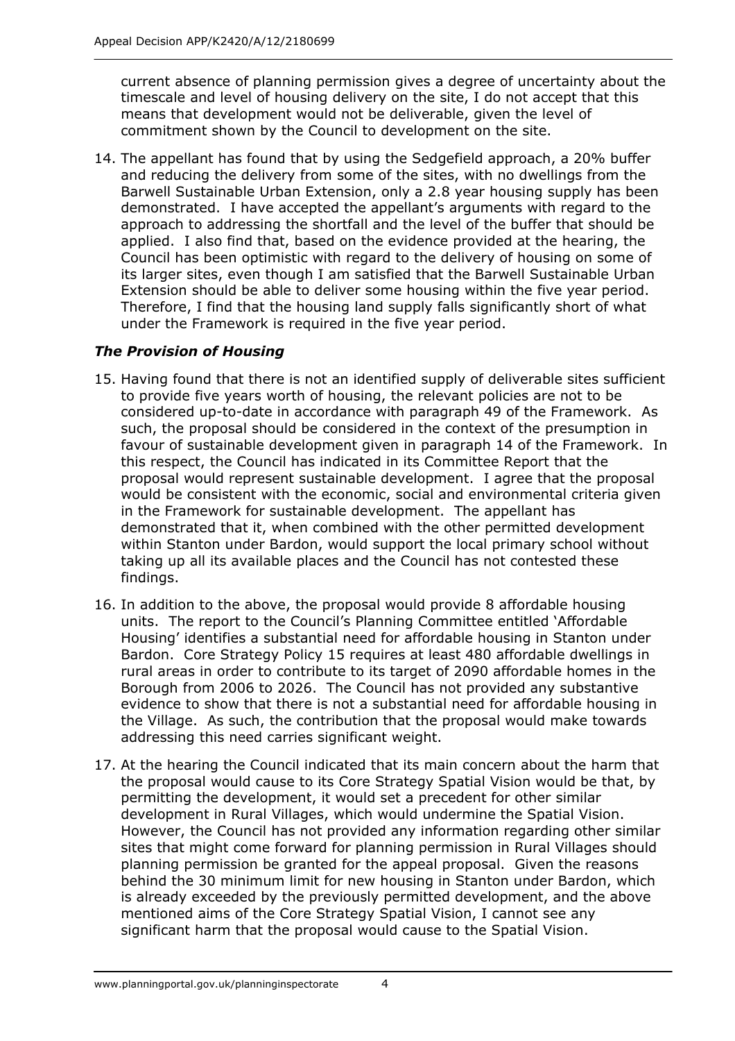current absence of planning permission gives a degree of uncertainty about the timescale and level of housing delivery on the site, I do not accept that this means that development would not be deliverable, given the level of commitment shown by the Council to development on the site.

14. The appellant has found that by using the Sedgefield approach, a 20% buffer and reducing the delivery from some of the sites, with no dwellings from the Barwell Sustainable Urban Extension, only a 2.8 year housing supply has been demonstrated. I have accepted the appellant's arguments with regard to the approach to addressing the shortfall and the level of the buffer that should be applied. I also find that, based on the evidence provided at the hearing, the Council has been optimistic with regard to the delivery of housing on some of its larger sites, even though I am satisfied that the Barwell Sustainable Urban Extension should be able to deliver some housing within the five year period. Therefore, I find that the housing land supply falls significantly short of what under the Framework is required in the five year period.

### *The Provision of Housing*

15. Having found that there is not an identified supply of deliverable sites sufficient to provide five years worth of housing, the relevant policies are not to be considered up-to-date in accordance with paragraph 49 of the Framework. As such, the proposal should be considered in the context of the presumption in favour of sustainable development given in paragraph 14 of the Framework. In this respect, the Council has indicated in its Committee Report that the proposal would represent sustainable development. I agree that the proposal would be consistent with the economic, social and environmental criteria given in the Framework for sustainable development. The appellant has demonstrated that it, when combined with the other permitted development within Stanton under Bardon, would support the local primary school without taking up all its available places and the Council has not contested these findings.

16. In addition to the above, the proposal would provide 8 affordable housing units. The report to the Council's Planning Committee entitled 'Affordable Housing' identifies a substantial need for affordable housing in Stanton under Bardon. Core Strategy Policy 15 requires at least 480 affordable dwellings in rural areas in order to contribute to its target of 2090 affordable homes in the Borough from 2006 to 2026. The Council has not provided any substantive evidence to show that there is not a substantial need for affordable housing in the Village. As such, the contribution that the proposal would make towards addressing this need carries significant weight.

17. At the hearing the Council indicated that its main concern about the harm that the proposal would cause to its Core Strategy Spatial Vision would be that, by permitting the development, it would set a precedent for other similar development in Rural Villages, which would undermine the Spatial Vision. However, the Council has not provided any information regarding other similar sites that might come forward for planning permission in Rural Villages should planning permission be granted for the appeal proposal. Given the reasons behind the 30 minimum limit for new housing in Stanton under Bardon, which is already exceeded by the previously permitted development, and the above mentioned aims of the Core Strategy Spatial Vision, I cannot see any significant harm that the proposal would cause to the Spatial Vision.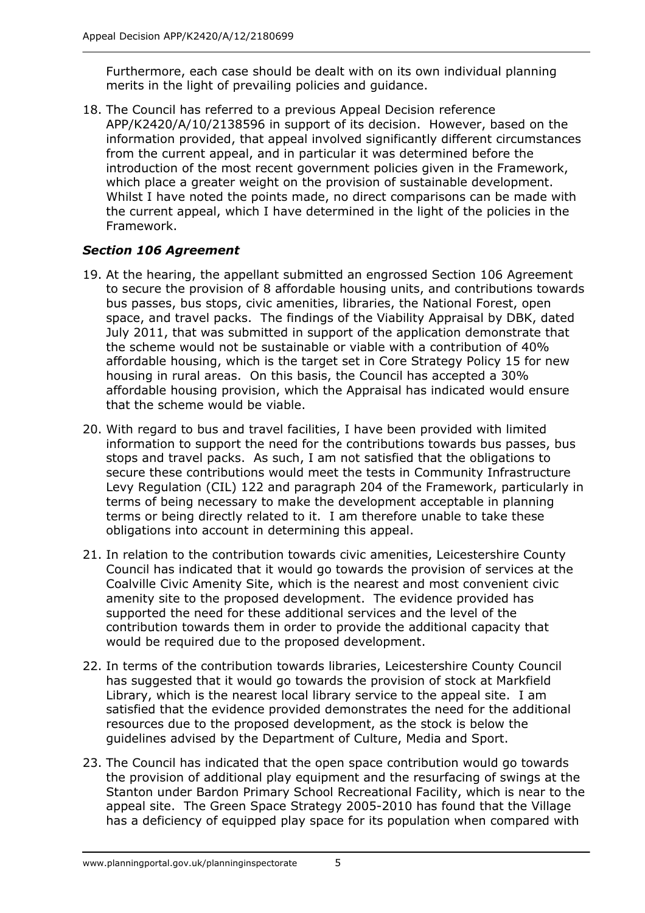Furthermore, each case should be dealt with on its own individual planning merits in the light of prevailing policies and guidance.

18. The Council has referred to a previous Appeal Decision reference APP/K2420/A/10/2138596 in support of its decision. However, based on the information provided, that appeal involved significantly different circumstances from the current appeal, and in particular it was determined before the introduction of the most recent government policies given in the Framework, which place a greater weight on the provision of sustainable development. Whilst I have noted the points made, no direct comparisons can be made with the current appeal, which I have determined in the light of the policies in the Framework.

### *Section 106 Agreement*

19. At the hearing, the appellant submitted an engrossed Section 106 Agreement to secure the provision of 8 affordable housing units, and contributions towards bus passes, bus stops, civic amenities, libraries, the National Forest, open space, and travel packs. The findings of the Viability Appraisal by DBK, dated July 2011, that was submitted in support of the application demonstrate that the scheme would not be sustainable or viable with a contribution of 40% affordable housing, which is the target set in Core Strategy Policy 15 for new housing in rural areas. On this basis, the Council has accepted a 30% affordable housing provision, which the Appraisal has indicated would ensure that the scheme would be viable.

20. With regard to bus and travel facilities, I have been provided with limited information to support the need for the contributions towards bus passes, bus stops and travel packs. As such, I am not satisfied that the obligations to secure these contributions would meet the tests in Community Infrastructure Levy Regulation (CIL) 122 and paragraph 204 of the Framework, particularly in terms of being necessary to make the development acceptable in planning terms or being directly related to it. I am therefore unable to take these obligations into account in determining this appeal.

21. In relation to the contribution towards civic amenities, Leicestershire County Council has indicated that it would go towards the provision of services at the Coalville Civic Amenity Site, which is the nearest and most convenient civic amenity site to the proposed development. The evidence provided has supported the need for these additional services and the level of the contribution towards them in order to provide the additional capacity that would be required due to the proposed development.

22. In terms of the contribution towards libraries, Leicestershire County Council has suggested that it would go towards the provision of stock at Markfield Library, which is the nearest local library service to the appeal site. I am satisfied that the evidence provided demonstrates the need for the additional resources due to the proposed development, as the stock is below the guidelines advised by the Department of Culture, Media and Sport.

23. The Council has indicated that the open space contribution would go towards the provision of additional play equipment and the resurfacing of swings at the Stanton under Bardon Primary School Recreational Facility, which is near to the appeal site. The Green Space Strategy 2005-2010 has found that the Village has a deficiency of equipped play space for its population when compared with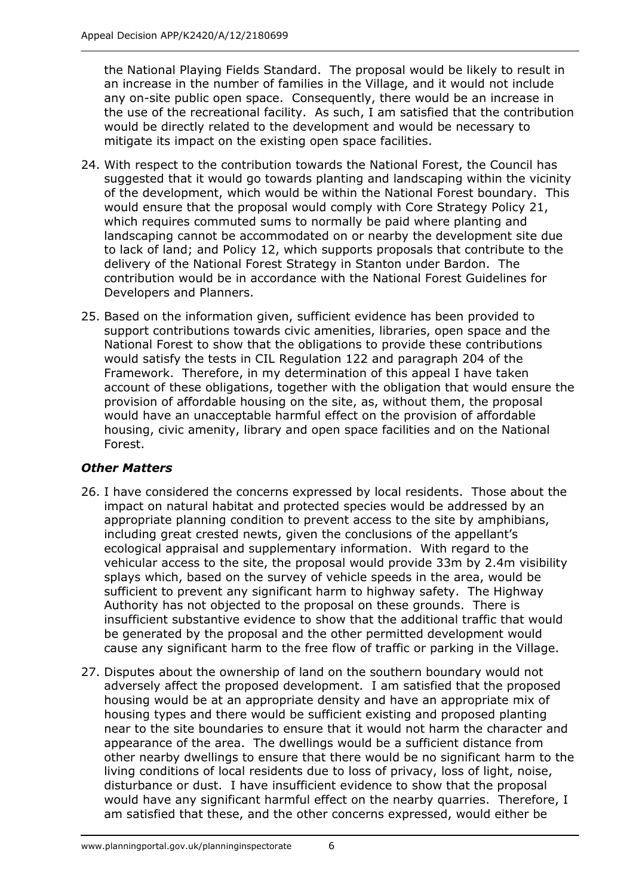the National Playing Fields Standard. The proposal would be likely to result in an increase in the number of families in the Village, and it would not include any on-site public open space. Consequently, there would be an increase in the use of the recreational facility. As such, I am satisfied that the contribution would be directly related to the development and would be necessary to mitigate its impact on the existing open space facilities.

24. With respect to the contribution towards the National Forest, the Council has suggested that it would go towards planting and landscaping within the vicinity of the development, which would be within the National Forest boundary. This would ensure that the proposal would comply with Core Strategy Policy 21, which requires commuted sums to normally be paid where planting and landscaping cannot be accommodated on or nearby the development site due to lack of land; and Policy 12, which supports proposals that contribute to the delivery of the National Forest Strategy in Stanton under Bardon. The contribution would be in accordance with the National Forest Guidelines for Developers and Planners.

25. Based on the information given, sufficient evidence has been provided to support contributions towards civic amenities, libraries, open space and the National Forest to show that the obligations to provide these contributions would satisfy the tests in CIL Regulation 122 and paragraph 204 of the Framework. Therefore, in my determination of this appeal I have taken account of these obligations, together with the obligation that would ensure the provision of affordable housing on the site, as, without them, the proposal would have an unacceptable harmful effect on the provision of affordable housing, civic amenity, library and open space facilities and on the National Forest.

### *Other Matters*

26. I have considered the concerns expressed by local residents. Those about the impact on natural habitat and protected species would be addressed by an appropriate planning condition to prevent access to the site by amphibians, including great crested newts, given the conclusions of the appellant's ecological appraisal and supplementary information. With regard to the vehicular access to the site, the proposal would provide 33m by 2.4m visibility splays which, based on the survey of vehicle speeds in the area, would be sufficient to prevent any significant harm to highway safety. The Highway Authority has not objected to the proposal on these grounds. There is insufficient substantive evidence to show that the additional traffic that would be generated by the proposal and the other permitted development would cause any significant harm to the free flow of traffic or parking in the Village.

27. Disputes about the ownership of land on the southern boundary would not adversely affect the proposed development. I am satisfied that the proposed housing would be at an appropriate density and have an appropriate mix of housing types and there would be sufficient existing and proposed planting near to the site boundaries to ensure that it would not harm the character and appearance of the area. The dwellings would be a sufficient distance from other nearby dwellings to ensure that there would be no significant harm to the living conditions of local residents due to loss of privacy, loss of light, noise, disturbance or dust. I have insufficient evidence to show that the proposal would have any significant harmful effect on the nearby quarries. Therefore, I am satisfied that these, and the other concerns expressed, would either be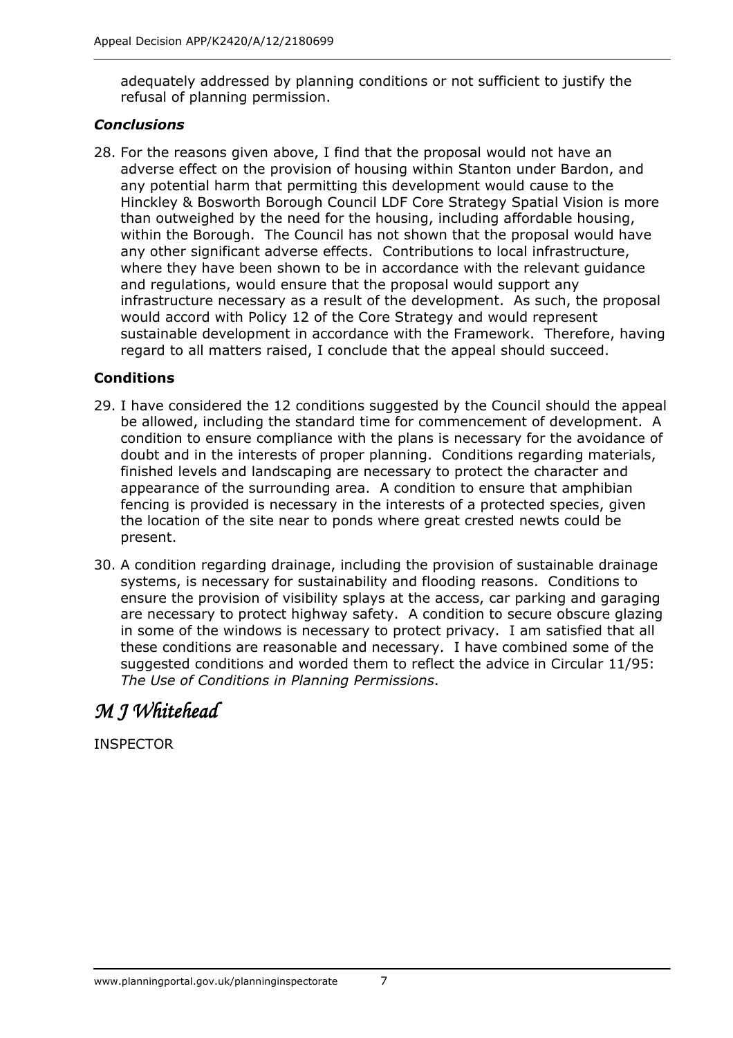adequately addressed by planning conditions or not sufficient to justify the refusal of planning permission.

### *Conclusions*

28. For the reasons given above, I find that the proposal would not have an adverse effect on the provision of housing within Stanton under Bardon, and any potential harm that permitting this development would cause to the Hinckley & Bosworth Borough Council LDF Core Strategy Spatial Vision is more than outweighed by the need for the housing, including affordable housing, within the Borough. The Council has not shown that the proposal would have any other significant adverse effects. Contributions to local infrastructure, where they have been shown to be in accordance with the relevant guidance and regulations, would ensure that the proposal would support any infrastructure necessary as a result of the development. As such, the proposal would accord with Policy 12 of the Core Strategy and would represent sustainable development in accordance with the Framework. Therefore, having regard to all matters raised, I conclude that the appeal should succeed.

## Conditions

29. I have considered the 12 conditions suggested by the Council should the appeal be allowed, including the standard time for commencement of development. A condition to ensure compliance with the plans is necessary for the avoidance of doubt and in the interests of proper planning. Conditions regarding materials, finished levels and landscaping are necessary to protect the character and appearance of the surrounding area. A condition to ensure that amphibian fencing is provided is necessary in the interests of a protected species, given the location of the site near to ponds where great crested newts could be present.

30. A condition regarding drainage, including the provision of sustainable drainage systems, is necessary for sustainability and flooding reasons. Conditions to ensure the provision of visibility splays at the access, car parking and garaging are necessary to protect highway safety. A condition to secure obscure glazing in some of the windows is necessary to protect privacy. I am satisfied that all these conditions are reasonable and necessary. I have combined some of the suggested conditions and worded them to reflect the advice in Circular 11/95: *The Use of Conditions in Planning Permissions*.

*M J Whitehead*

INSPECTOR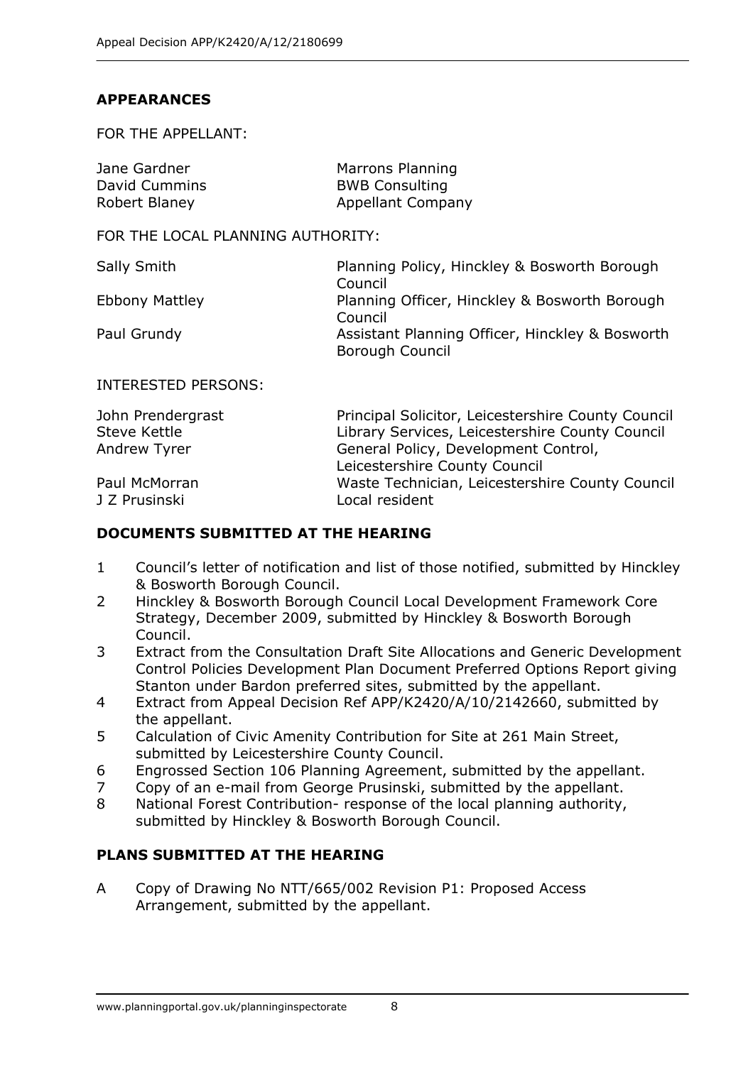## APPEARANCES

FOR THE APPELLANT:

| | |
|---|---|
| Jane Gardner | Marrons Planning |
| David Cummins | BWB Consulting |
| Robert Blaney | Appellant Company |

FOR THE LOCAL PLANNING AUTHORITY:

| | |
|---|---|
| Sally Smith | Planning Policy, Hinckley & Bosworth Borough Council |
| Ebbony Mattley | Planning Officer, Hinckley & Bosworth Borough Council |
| Paul Grundy | Assistant Planning Officer, Hinckley & Bosworth Borough Council |

INTERESTED PERSONS:

| | |
|---|---|
| John Prendergrast | Principal Solicitor, Leicestershire County Council |
| Steve Kettle | Library Services, Leicestershire County Council |
| Andrew Tyrer | General Policy, Development Control, Leicestershire County Council |
| Paul McMorran | Waste Technician, Leicestershire County Council |
| J Z Prusinski | Local resident |

## DOCUMENTS SUBMITTED AT THE HEARING

1. Council's letter of notification and list of those notified, submitted by Hinckley & Bosworth Borough Council.
2. Hinckley & Bosworth Borough Council Local Development Framework Core Strategy, December 2009, submitted by Hinckley & Bosworth Borough Council.
3. Extract from the Consultation Draft Site Allocations and Generic Development Control Policies Development Plan Document Preferred Options Report giving Stanton under Bardon preferred sites, submitted by the appellant.
4. Extract from Appeal Decision Ref APP/K2420/A/10/2142660, submitted by the appellant.
5. Calculation of Civic Amenity Contribution for Site at 261 Main Street, submitted by Leicestershire County Council.
6. Engrossed Section 106 Planning Agreement, submitted by the appellant.
7. Copy of an e-mail from George Prusinski, submitted by the appellant.
8. National Forest Contribution- response of the local planning authority, submitted by Hinckley & Bosworth Borough Council.

## PLANS SUBMITTED AT THE HEARING

A. Copy of Drawing No NTT/665/002 Revision P1: Proposed Access Arrangement, submitted by the appellant.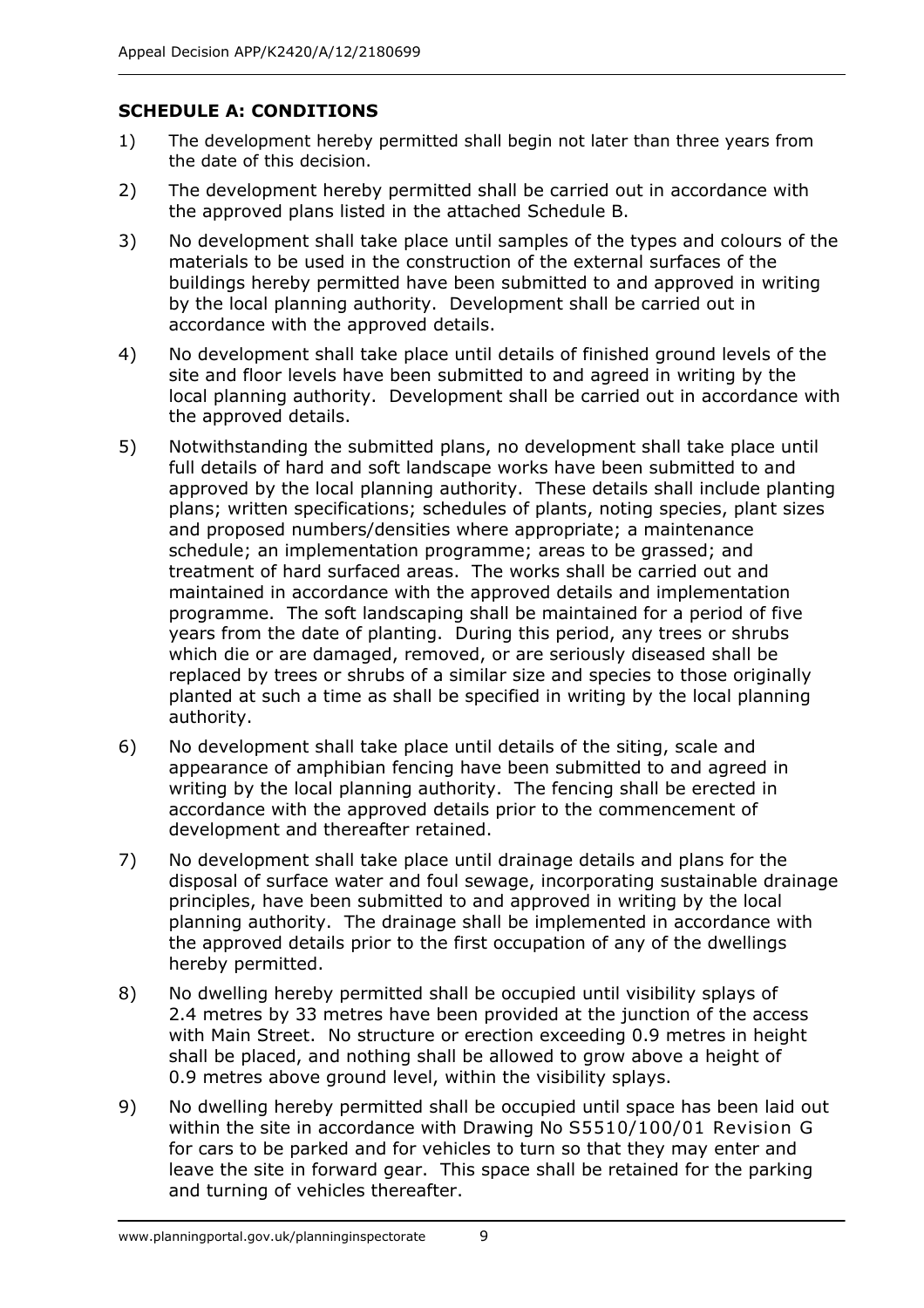## SCHEDULE A: CONDITIONS

1) The development hereby permitted shall begin not later than three years from the date of this decision.

2) The development hereby permitted shall be carried out in accordance with the approved plans listed in the attached Schedule B.

3) No development shall take place until samples of the types and colours of the materials to be used in the construction of the external surfaces of the buildings hereby permitted have been submitted to and approved in writing by the local planning authority. Development shall be carried out in accordance with the approved details.

4) No development shall take place until details of finished ground levels of the site and floor levels have been submitted to and agreed in writing by the local planning authority. Development shall be carried out in accordance with the approved details.

5) Notwithstanding the submitted plans, no development shall take place until full details of hard and soft landscape works have been submitted to and approved by the local planning authority. These details shall include planting plans; written specifications; schedules of plants, noting species, plant sizes and proposed numbers/densities where appropriate; a maintenance schedule; an implementation programme; areas to be grassed; and treatment of hard surfaced areas. The works shall be carried out and maintained in accordance with the approved details and implementation programme. The soft landscaping shall be maintained for a period of five years from the date of planting. During this period, any trees or shrubs which die or are damaged, removed, or are seriously diseased shall be replaced by trees or shrubs of a similar size and species to those originally planted at such a time as shall be specified in writing by the local planning authority.

6) No development shall take place until details of the siting, scale and appearance of amphibian fencing have been submitted to and agreed in writing by the local planning authority. The fencing shall be erected in accordance with the approved details prior to the commencement of development and thereafter retained.

7) No development shall take place until drainage details and plans for the disposal of surface water and foul sewage, incorporating sustainable drainage principles, have been submitted to and approved in writing by the local planning authority. The drainage shall be implemented in accordance with the approved details prior to the first occupation of any of the dwellings hereby permitted.

8) No dwelling hereby permitted shall be occupied until visibility splays of 2.4 metres by 33 metres have been provided at the junction of the access with Main Street. No structure or erection exceeding 0.9 metres in height shall be placed, and nothing shall be allowed to grow above a height of 0.9 metres above ground level, within the visibility splays.

9) No dwelling hereby permitted shall be occupied until space has been laid out within the site in accordance with Drawing No S5510/100/01 Revision G for cars to be parked and for vehicles to turn so that they may enter and leave the site in forward gear. This space shall be retained for the parking and turning of vehicles thereafter.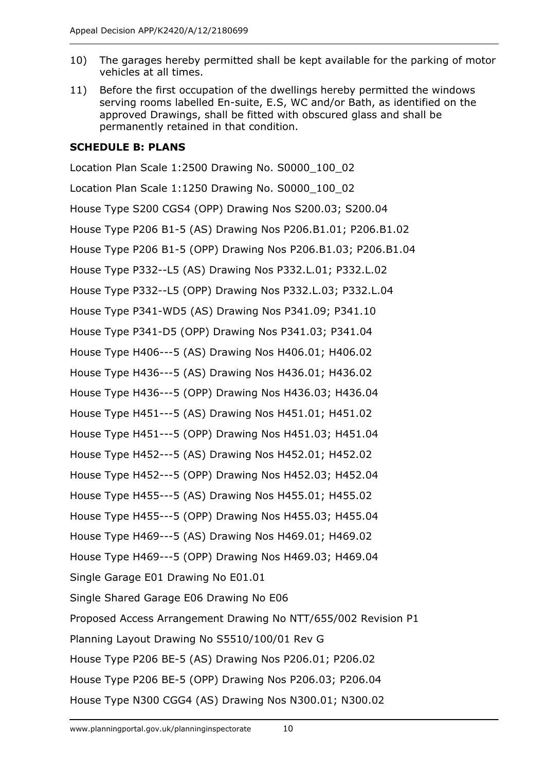10) The garages hereby permitted shall be kept available for the parking of motor vehicles at all times.

11) Before the first occupation of the dwellings hereby permitted the windows serving rooms labelled En-suite, E.S, WC and/or Bath, as identified on the approved Drawings, shall be fitted with obscured glass and shall be permanently retained in that condition.

**SCHEDULE B: PLANS**

Location Plan Scale 1:2500 Drawing No. S0000_100_02

Location Plan Scale 1:1250 Drawing No. S0000_100_02

House Type S200 CGS4 (OPP) Drawing Nos S200.03; S200.04

House Type P206 B1-5 (AS) Drawing Nos P206.B1.01; P206.B1.02

House Type P206 B1-5 (OPP) Drawing Nos P206.B1.03; P206.B1.04

House Type P332--L5 (AS) Drawing Nos P332.L.01; P332.L.02

House Type P332--L5 (OPP) Drawing Nos P332.L.03; P332.L.04

House Type P341-WD5 (AS) Drawing Nos P341.09; P341.10

House Type P341-D5 (OPP) Drawing Nos P341.03; P341.04

House Type H406---5 (AS) Drawing Nos H406.01; H406.02

House Type H436---5 (AS) Drawing Nos H436.01; H436.02

House Type H436---5 (OPP) Drawing Nos H436.03; H436.04

House Type H451---5 (AS) Drawing Nos H451.01; H451.02

House Type H451---5 (OPP) Drawing Nos H451.03; H451.04

House Type H452---5 (AS) Drawing Nos H452.01; H452.02

House Type H452---5 (OPP) Drawing Nos H452.03; H452.04

House Type H455---5 (AS) Drawing Nos H455.01; H455.02

House Type H455---5 (OPP) Drawing Nos H455.03; H455.04

House Type H469---5 (AS) Drawing Nos H469.01; H469.02

House Type H469---5 (OPP) Drawing Nos H469.03; H469.04

Single Garage E01 Drawing No E01.01

Single Shared Garage E06 Drawing No E06

Proposed Access Arrangement Drawing No NTT/655/002 Revision P1

Planning Layout Drawing No S5510/100/01 Rev G

House Type P206 BE-5 (AS) Drawing Nos P206.01; P206.02

House Type P206 BE-5 (OPP) Drawing Nos P206.03; P206.04

House Type N300 CGG4 (AS) Drawing Nos N300.01; N300.02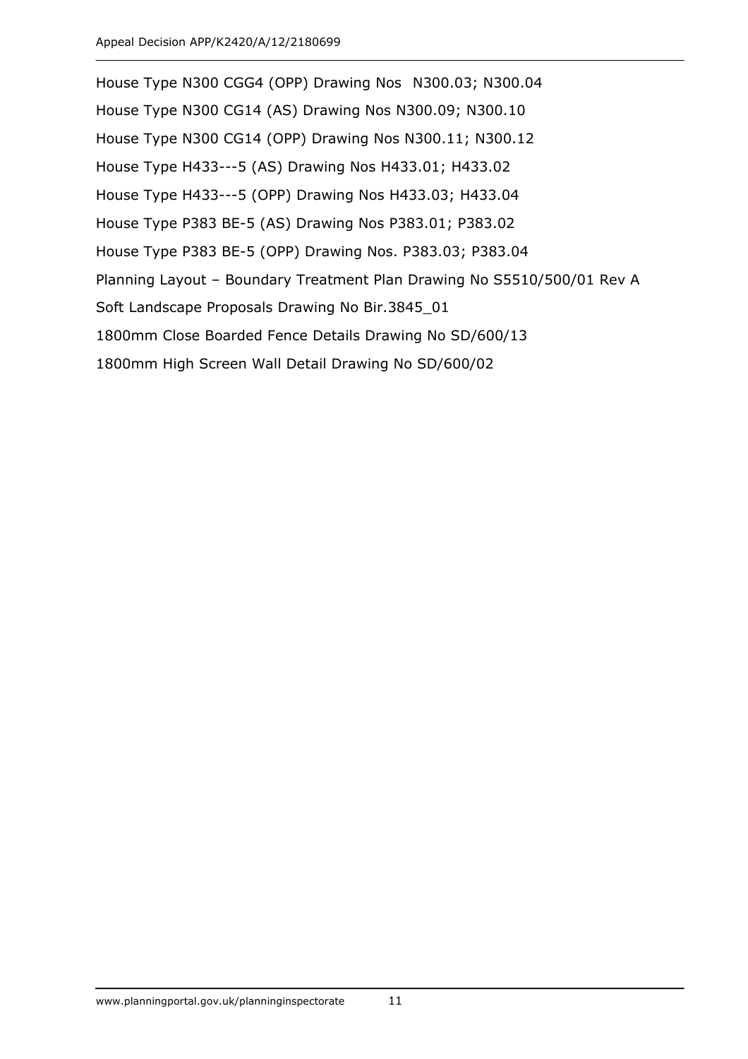House Type N300 CGG4 (OPP) Drawing Nos  N300.03; N300.04

House Type N300 CG14 (AS) Drawing Nos N300.09; N300.10

House Type N300 CG14 (OPP) Drawing Nos N300.11; N300.12

House Type H433---5 (AS) Drawing Nos H433.01; H433.02

House Type H433---5 (OPP) Drawing Nos H433.03; H433.04

House Type P383 BE-5 (AS) Drawing Nos P383.01; P383.02

House Type P383 BE-5 (OPP) Drawing Nos. P383.03; P383.04

Planning Layout – Boundary Treatment Plan Drawing No S5510/500/01 Rev A

Soft Landscape Proposals Drawing No Bir.3845_01

1800mm Close Boarded Fence Details Drawing No SD/600/13

1800mm High Screen Wall Detail Drawing No SD/600/02